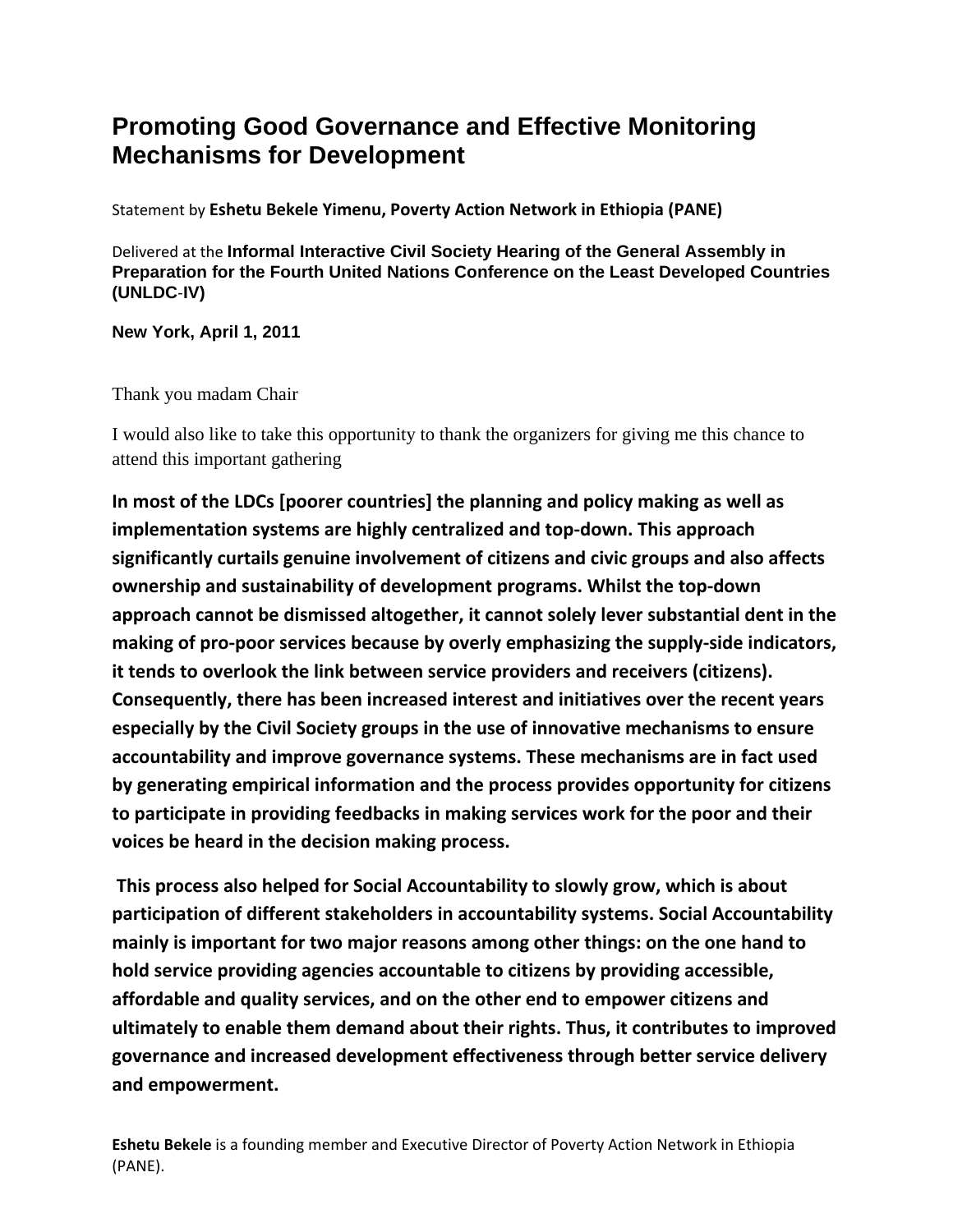# Promoting Good Governance and Effective Monitoring Mechanisms for Development

Statement by **Eshetu Bekele Yimenu, Poverty Action Network in Ethiopia (PANE)**

Delivered at the **Informal Interactive Civil Society Hearing of the General Assembly in Preparation for the Fourth United Nations Conference on the Least Developed Countries (UNLDC-IV)**

**New York, April 1, 2011**

Thank you madam Chair

I would also like to take this opportunity to thank the organizers for giving me this chance to attend this important gathering

**In most of the LDCs [poorer countries] the planning and policy making as well as implementation systems are highly centralized and top-down. This approach significantly curtails genuine involvement of citizens and civic groups and also affects ownership and sustainability of development programs. Whilst the top-down approach cannot be dismissed altogether, it cannot solely lever substantial dent in the making of pro-poor services because by overly emphasizing the supply-side indicators, it tends to overlook the link between service providers and receivers (citizens). Consequently, there has been increased interest and initiatives over the recent years especially by the Civil Society groups in the use of innovative mechanisms to ensure accountability and improve governance systems. These mechanisms are in fact used by generating empirical information and the process provides opportunity for citizens to participate in providing feedbacks in making services work for the poor and their voices be heard in the decision making process.**

**This process also helped for Social Accountability to slowly grow, which is about participation of different stakeholders in accountability systems. Social Accountability mainly is important for two major reasons among other things: on the one hand to hold service providing agencies accountable to citizens by providing accessible, affordable and quality services, and on the other end to empower citizens and ultimately to enable them demand about their rights. Thus, it contributes to improved governance and increased development effectiveness through better service delivery and empowerment.**

**Eshetu Bekele** is a founding member and Executive Director of Poverty Action Network in Ethiopia (PANE).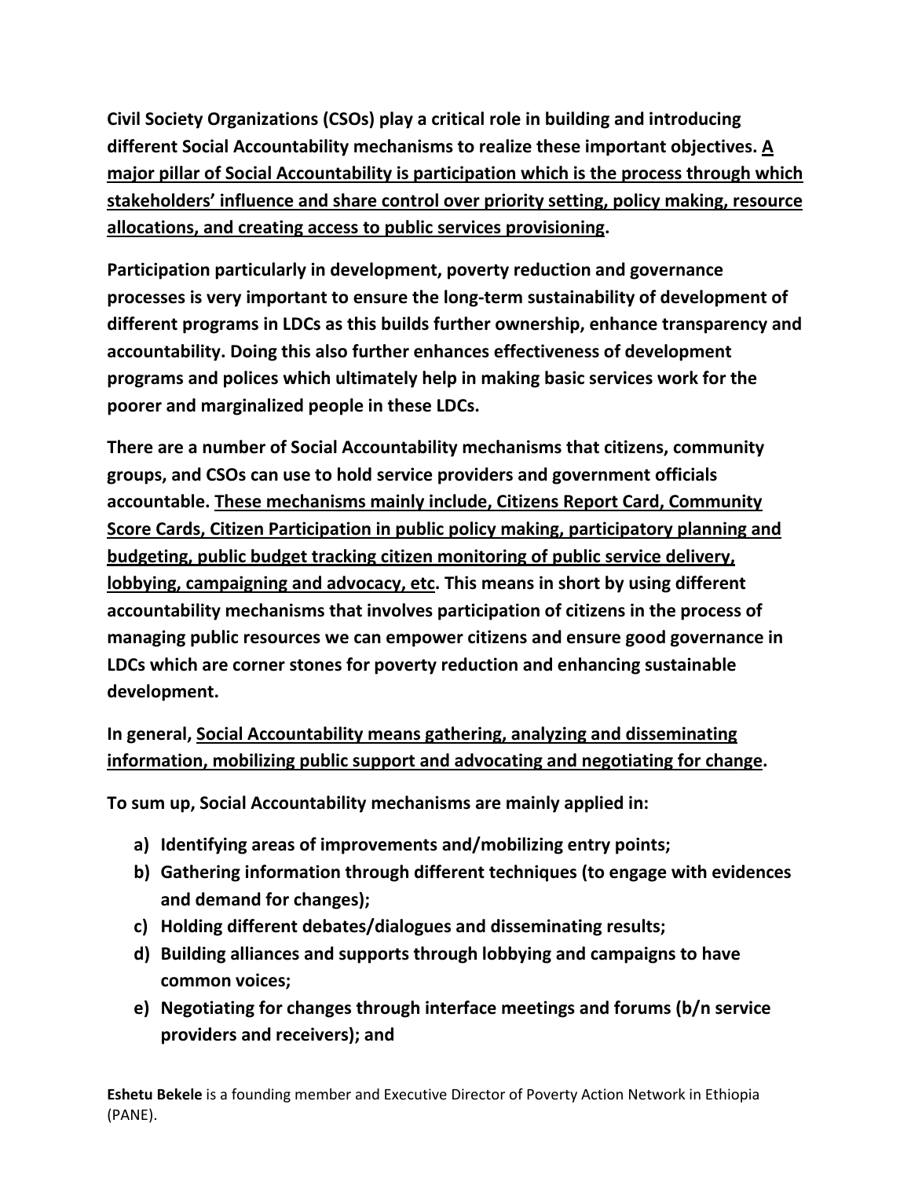**Civil Society Organizations (CSOs) play a critical role in building and introducing different Social Accountability mechanisms to realize these important objectives. <u>A major pillar of Social Accountability is participation which is the process through which stakeholders' influence and share control over priority setting, policy making, resource allocations, and creating access to public services provisioning</u>.**

**Participation particularly in development, poverty reduction and governance processes is very important to ensure the long-term sustainability of development of different programs in LDCs as this builds further ownership, enhance transparency and accountability. Doing this also further enhances effectiveness of development programs and polices which ultimately help in making basic services work for the poorer and marginalized people in these LDCs.**

**There are a number of Social Accountability mechanisms that citizens, community groups, and CSOs can use to hold service providers and government officials accountable. <u>These mechanisms mainly include, Citizens Report Card, Community Score Cards, Citizen Participation in public policy making, participatory planning and budgeting, public budget tracking citizen monitoring of public service delivery, lobbying, campaigning and advocacy, etc</u>. This means in short by using different accountability mechanisms that involves participation of citizens in the process of managing public resources we can empower citizens and ensure good governance in LDCs which are corner stones for poverty reduction and enhancing sustainable development.**

**In general, <u>Social Accountability means gathering, analyzing and disseminating information, mobilizing public support and advocating and negotiating for change</u>.**

**To sum up, Social Accountability mechanisms are mainly applied in:**

**a) Identifying areas of improvements and/mobilizing entry points;**
**b) Gathering information through different techniques (to engage with evidences and demand for changes);**
**c) Holding different debates/dialogues and disseminating results;**
**d) Building alliances and supports through lobbying and campaigns to have common voices;**
**e) Negotiating for changes through interface meetings and forums (b/n service providers and receivers); and**

**Eshetu Bekele** is a founding member and Executive Director of Poverty Action Network in Ethiopia (PANE).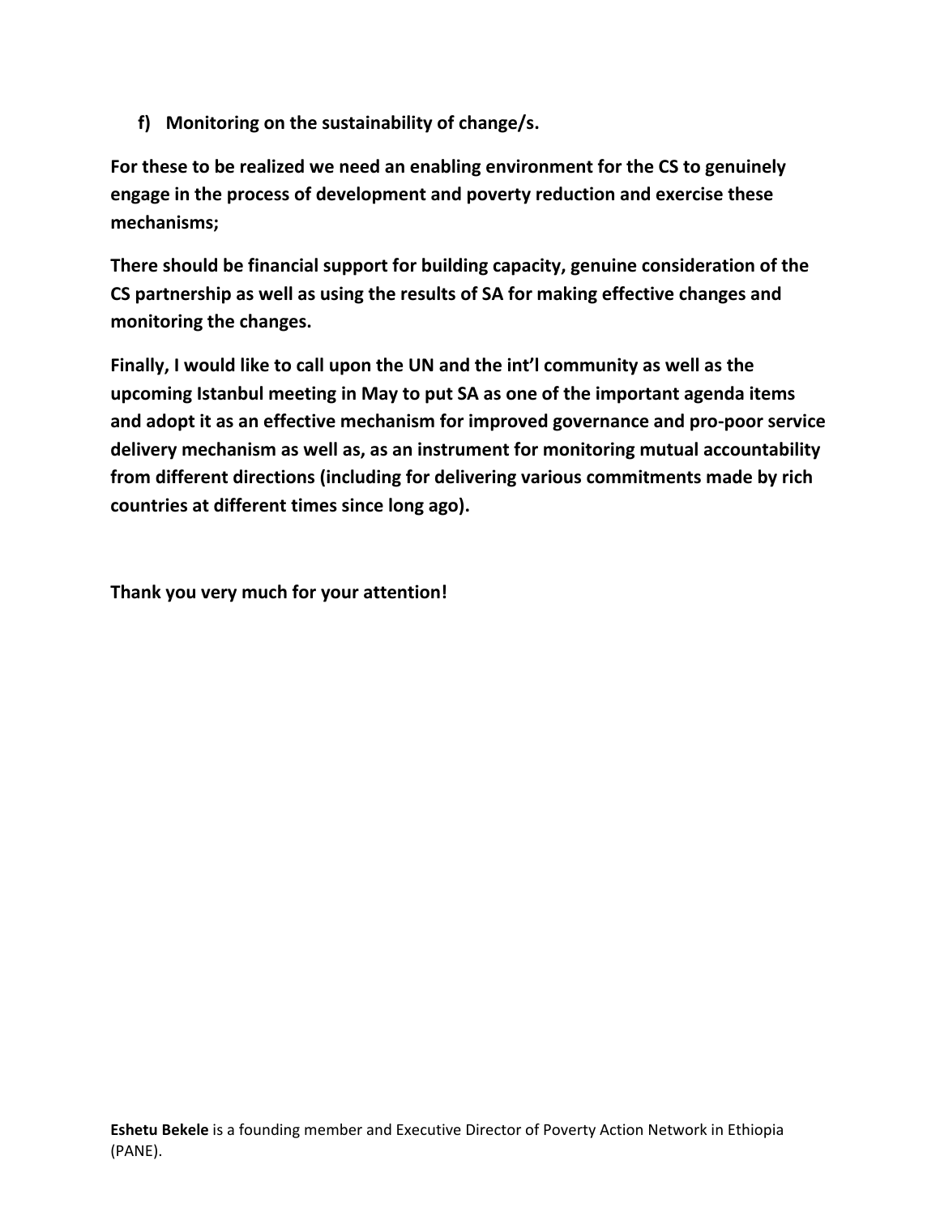**f) Monitoring on the sustainability of change/s.**

**For these to be realized we need an enabling environment for the CS to genuinely engage in the process of development and poverty reduction and exercise these mechanisms;**

**There should be financial support for building capacity, genuine consideration of the CS partnership as well as using the results of SA for making effective changes and monitoring the changes.**

**Finally, I would like to call upon the UN and the int'l community as well as the upcoming Istanbul meeting in May to put SA as one of the important agenda items and adopt it as an effective mechanism for improved governance and pro-poor service delivery mechanism as well as, as an instrument for monitoring mutual accountability from different directions (including for delivering various commitments made by rich countries at different times since long ago).**

**Thank you very much for your attention!**

**Eshetu Bekele** is a founding member and Executive Director of Poverty Action Network in Ethiopia (PANE).